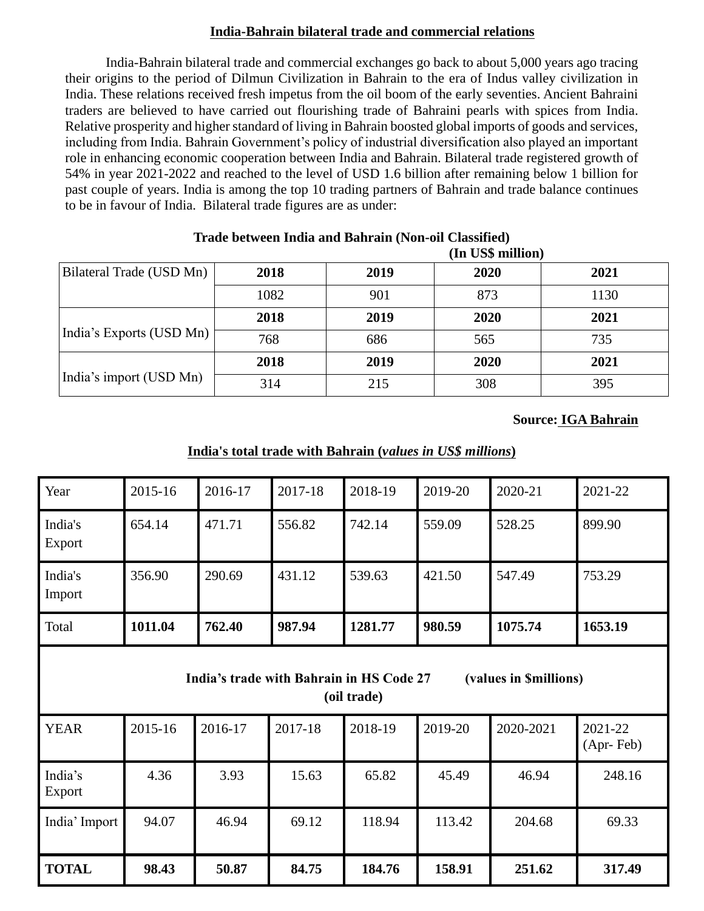## India-Bahrain bilateral trade and commercial relations

India-Bahrain bilateral trade and commercial exchanges go back to about 5,000 years ago tracing their origins to the period of Dilmun Civilization in Bahrain to the era of Indus valley civilization in India. These relations received fresh impetus from the oil boom of the early seventies. Ancient Bahraini traders are believed to have carried out flourishing trade of Bahraini pearls with spices from India. Relative prosperity and higher standard of living in Bahrain boosted global imports of goods and services, including from India. Bahrain Government's policy of industrial diversification also played an important role in enhancing economic cooperation between India and Bahrain. Bilateral trade registered growth of 54% in year 2021-2022 and reached to the level of USD 1.6 billion after remaining below 1 billion for past couple of years. India is among the top 10 trading partners of Bahrain and trade balance continues to be in favour of India. Bilateral trade figures are as under:

**Trade between India and Bahrain (Non-oil Classified)**

**(In US$ million)**

| | **2018** | **2019** | **2020** | **2021** |
|---|---|---|---|---|
| Bilateral Trade (USD Mn) | 1082 | 901 | 873 | 1130 |
| India's Exports (USD Mn) | 768 | 686 | 565 | 735 |
| India's import (USD Mn) | 314 | 215 | 308 | 395 |

**Source: IGA Bahrain**

**India's total trade with Bahrain (*values in US$ millions*)**

| Year | 2015-16 | 2016-17 | 2017-18 | 2018-19 | 2019-20 | 2020-21 | 2021-22 |
|---|---|---|---|---|---|---|---|
| India's Export | 654.14 | 471.71 | 556.82 | 742.14 | 559.09 | 528.25 | 899.90 |
| India's Import | 356.90 | 290.69 | 431.12 | 539.63 | 421.50 | 547.49 | 753.29 |
| Total | **1011.04** | **762.40** | **987.94** | **1281.77** | **980.59** | **1075.74** | **1653.19** |

**India's trade with Bahrain in HS Code 27 (oil trade) (values in $millions)**

| YEAR | 2015-16 | 2016-17 | 2017-18 | 2018-19 | 2019-20 | 2020-2021 | 2021-22 (Apr- Feb) |
|---|---|---|---|---|---|---|---|
| India's Export | 4.36 | 3.93 | 15.63 | 65.82 | 45.49 | 46.94 | 248.16 |
| India' Import | 94.07 | 46.94 | 69.12 | 118.94 | 113.42 | 204.68 | 69.33 |
| **TOTAL** | **98.43** | **50.87** | **84.75** | **184.76** | **158.91** | **251.62** | **317.49** |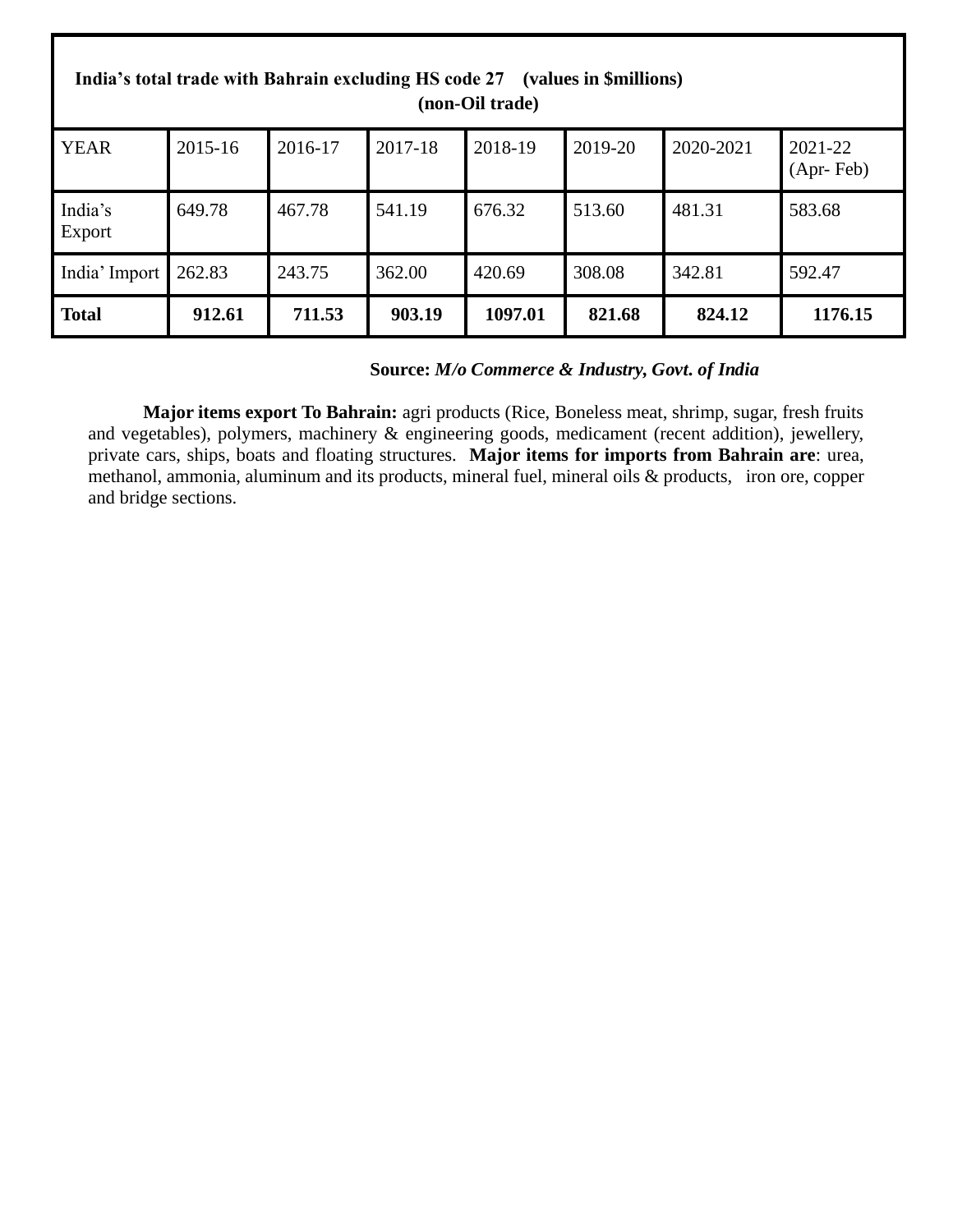**India's total trade with Bahrain excluding HS code 27 (values in $millions) (non-Oil trade)**

| YEAR | 2015-16 | 2016-17 | 2017-18 | 2018-19 | 2019-20 | 2020-2021 | 2021-22 (Apr- Feb) |
|---|---|---|---|---|---|---|---|
| India's Export | 649.78 | 467.78 | 541.19 | 676.32 | 513.60 | 481.31 | 583.68 |
| India' Import | 262.83 | 243.75 | 362.00 | 420.69 | 308.08 | 342.81 | 592.47 |
| **Total** | **912.61** | **711.53** | **903.19** | **1097.01** | **821.68** | **824.12** | **1176.15** |

**Source:** ***M/o Commerce & Industry, Govt. of India***

**Major items export To Bahrain:** agri products (Rice, Boneless meat, shrimp, sugar, fresh fruits and vegetables), polymers, machinery & engineering goods, medicament (recent addition), jewellery, private cars, ships, boats and floating structures. **Major items for imports from Bahrain are**: urea, methanol, ammonia, aluminum and its products, mineral fuel, mineral oils & products, iron ore, copper and bridge sections.